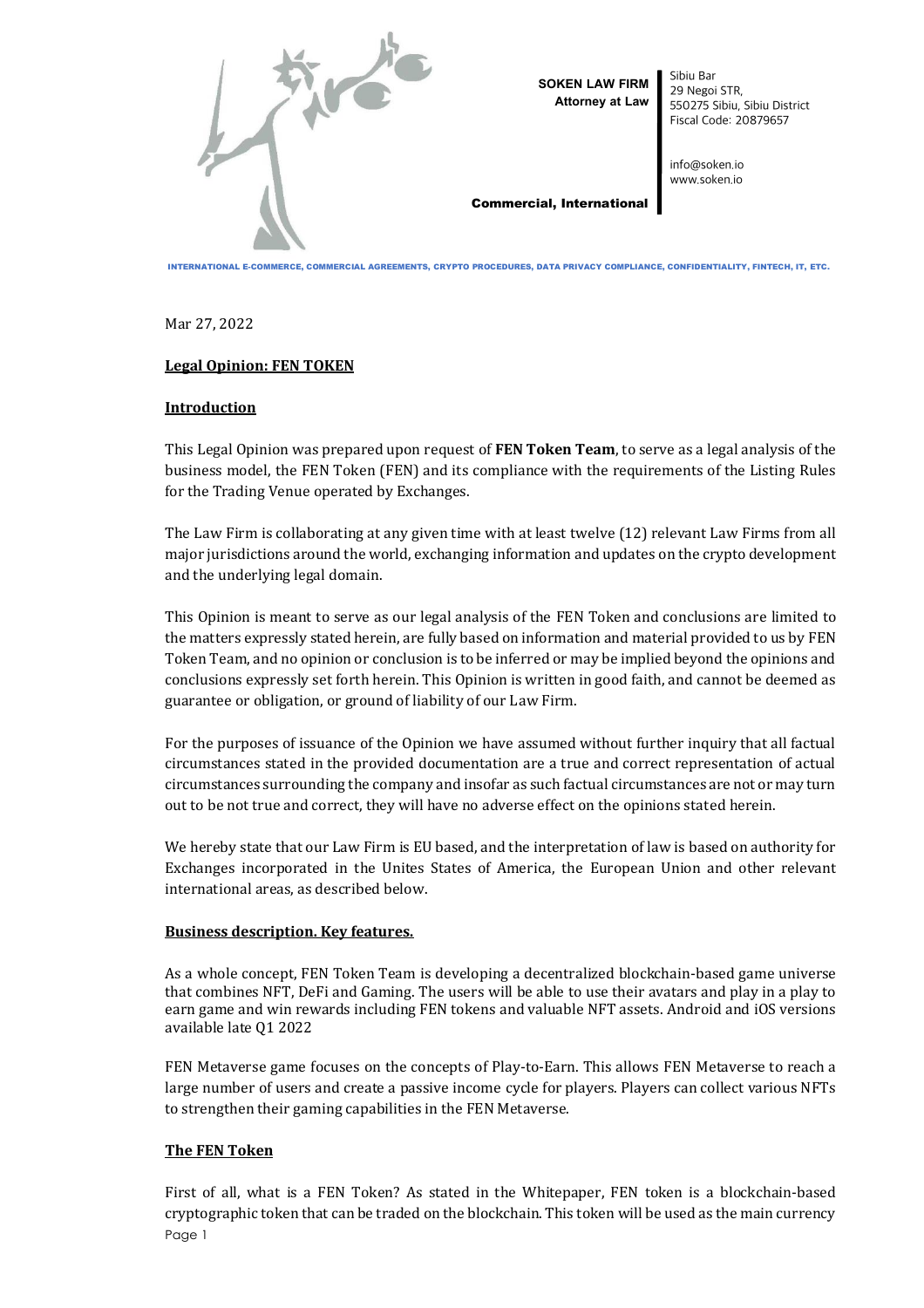**SOKEN LAW FIRM**
**Attorney at Law**

**Commercial, International**

Sibiu Bar
29 Negoi STR,
550275 Sibiu, Sibiu District
Fiscal Code: 20879657

info@soken.io
www.soken.io

INTERNATIONAL E-COMMERCE, COMMERCIAL AGREEMENTS, CRYPTO PROCEDURES, DATA PRIVACY COMPLIANCE, CONFIDENTIALITY, FINTECH, IT, ETC.

Mar 27, 2022

**Legal Opinion: FEN TOKEN**

**Introduction**

This Legal Opinion was prepared upon request of **FEN Token Team**, to serve as a legal analysis of the business model, the FEN Token (FEN) and its compliance with the requirements of the Listing Rules for the Trading Venue operated by Exchanges.

The Law Firm is collaborating at any given time with at least twelve (12) relevant Law Firms from all major jurisdictions around the world, exchanging information and updates on the crypto development and the underlying legal domain.

This Opinion is meant to serve as our legal analysis of the FEN Token and conclusions are limited to the matters expressly stated herein, are fully based on information and material provided to us by FEN Token Team, and no opinion or conclusion is to be inferred or may be implied beyond the opinions and conclusions expressly set forth herein. This Opinion is written in good faith, and cannot be deemed as guarantee or obligation, or ground of liability of our Law Firm.

For the purposes of issuance of the Opinion we have assumed without further inquiry that all factual circumstances stated in the provided documentation are a true and correct representation of actual circumstances surrounding the company and insofar as such factual circumstances are not or may turn out to be not true and correct, they will have no adverse effect on the opinions stated herein.

We hereby state that our Law Firm is EU based, and the interpretation of law is based on authority for Exchanges incorporated in the Unites States of America, the European Union and other relevant international areas, as described below.

**Business description. Key features.**

As a whole concept, FEN Token Team is developing a decentralized blockchain-based game universe that combines NFT, DeFi and Gaming. The users will be able to use their avatars and play in a play to earn game and win rewards including FEN tokens and valuable NFT assets. Android and iOS versions available late Q1 2022

FEN Metaverse game focuses on the concepts of Play-to-Earn. This allows FEN Metaverse to reach a large number of users and create a passive income cycle for players. Players can collect various NFTs to strengthen their gaming capabilities in the FEN Metaverse.

**The FEN Token**

First of all, what is a FEN Token? As stated in the Whitepaper, FEN token is a blockchain-based cryptographic token that can be traded on the blockchain. This token will be used as the main currency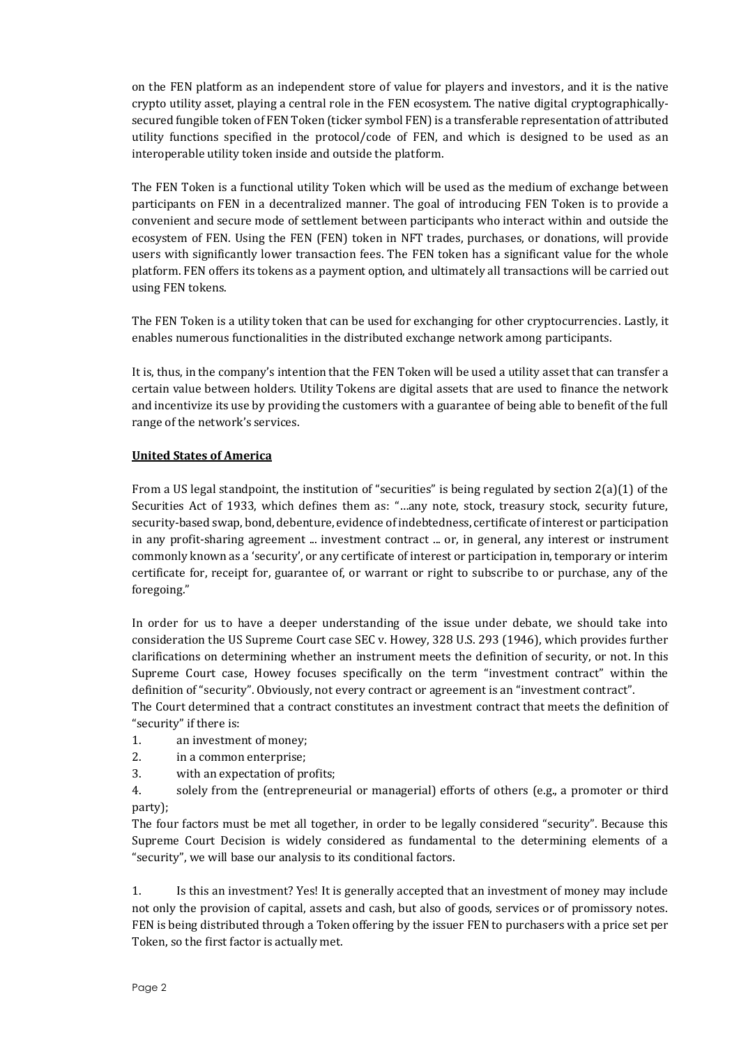on the FEN platform as an independent store of value for players and investors, and it is the native crypto utility asset, playing a central role in the FEN ecosystem. The native digital cryptographically-secured fungible token of FEN Token (ticker symbol FEN) is a transferable representation of attributed utility functions specified in the protocol/code of FEN, and which is designed to be used as an interoperable utility token inside and outside the platform.

The FEN Token is a functional utility Token which will be used as the medium of exchange between participants on FEN in a decentralized manner. The goal of introducing FEN Token is to provide a convenient and secure mode of settlement between participants who interact within and outside the ecosystem of FEN. Using the FEN (FEN) token in NFT trades, purchases, or donations, will provide users with significantly lower transaction fees. The FEN token has a significant value for the whole platform. FEN offers its tokens as a payment option, and ultimately all transactions will be carried out using FEN tokens.

The FEN Token is a utility token that can be used for exchanging for other cryptocurrencies. Lastly, it enables numerous functionalities in the distributed exchange network among participants.

It is, thus, in the company's intention that the FEN Token will be used a utility asset that can transfer a certain value between holders. Utility Tokens are digital assets that are used to finance the network and incentivize its use by providing the customers with a guarantee of being able to benefit of the full range of the network's services.

**United States of America**

From a US legal standpoint, the institution of "securities" is being regulated by section 2(a)(1) of the Securities Act of 1933, which defines them as: "…any note, stock, treasury stock, security future, security-based swap, bond, debenture, evidence of indebtedness, certificate of interest or participation in any profit-sharing agreement ... investment contract ... or, in general, any interest or instrument commonly known as a 'security', or any certificate of interest or participation in, temporary or interim certificate for, receipt for, guarantee of, or warrant or right to subscribe to or purchase, any of the foregoing."

In order for us to have a deeper understanding of the issue under debate, we should take into consideration the US Supreme Court case SEC v. Howey, 328 U.S. 293 (1946), which provides further clarifications on determining whether an instrument meets the definition of security, or not. In this Supreme Court case, Howey focuses specifically on the term "investment contract" within the definition of "security". Obviously, not every contract or agreement is an "investment contract".
The Court determined that a contract constitutes an investment contract that meets the definition of "security" if there is:

1. an investment of money;
2. in a common enterprise;
3. with an expectation of profits;
4. solely from the (entrepreneurial or managerial) efforts of others (e.g., a promoter or third party);

The four factors must be met all together, in order to be legally considered "security". Because this Supreme Court Decision is widely considered as fundamental to the determining elements of a "security", we will base our analysis to its conditional factors.

1. Is this an investment? Yes! It is generally accepted that an investment of money may include not only the provision of capital, assets and cash, but also of goods, services or of promissory notes. FEN is being distributed through a Token offering by the issuer FEN to purchasers with a price set per Token, so the first factor is actually met.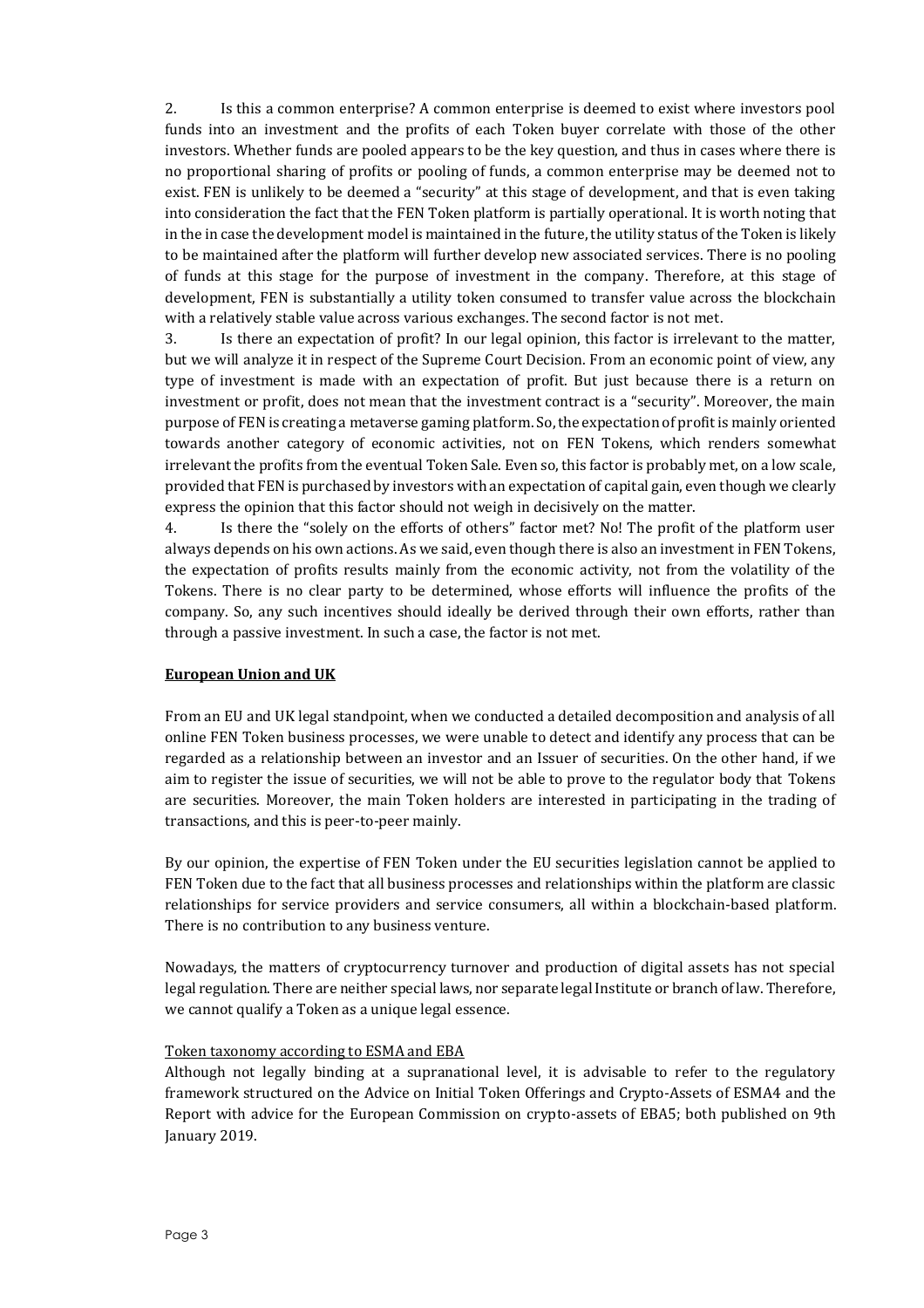2. Is this a common enterprise? A common enterprise is deemed to exist where investors pool funds into an investment and the profits of each Token buyer correlate with those of the other investors. Whether funds are pooled appears to be the key question, and thus in cases where there is no proportional sharing of profits or pooling of funds, a common enterprise may be deemed not to exist. FEN is unlikely to be deemed a "security" at this stage of development, and that is even taking into consideration the fact that the FEN Token platform is partially operational. It is worth noting that in the in case the development model is maintained in the future, the utility status of the Token is likely to be maintained after the platform will further develop new associated services. There is no pooling of funds at this stage for the purpose of investment in the company. Therefore, at this stage of development, FEN is substantially a utility token consumed to transfer value across the blockchain with a relatively stable value across various exchanges. The second factor is not met.

3. Is there an expectation of profit? In our legal opinion, this factor is irrelevant to the matter, but we will analyze it in respect of the Supreme Court Decision. From an economic point of view, any type of investment is made with an expectation of profit. But just because there is a return on investment or profit, does not mean that the investment contract is a "security". Moreover, the main purpose of FEN is creating a metaverse gaming platform. So, the expectation of profit is mainly oriented towards another category of economic activities, not on FEN Tokens, which renders somewhat irrelevant the profits from the eventual Token Sale. Even so, this factor is probably met, on a low scale, provided that FEN is purchased by investors with an expectation of capital gain, even though we clearly express the opinion that this factor should not weigh in decisively on the matter.

4. Is there the "solely on the efforts of others" factor met? No! The profit of the platform user always depends on his own actions. As we said, even though there is also an investment in FEN Tokens, the expectation of profits results mainly from the economic activity, not from the volatility of the Tokens. There is no clear party to be determined, whose efforts will influence the profits of the company. So, any such incentives should ideally be derived through their own efforts, rather than through a passive investment. In such a case, the factor is not met.

**European Union and UK**

From an EU and UK legal standpoint, when we conducted a detailed decomposition and analysis of all online FEN Token business processes, we were unable to detect and identify any process that can be regarded as a relationship between an investor and an Issuer of securities. On the other hand, if we aim to register the issue of securities, we will not be able to prove to the regulator body that Tokens are securities. Moreover, the main Token holders are interested in participating in the trading of transactions, and this is peer-to-peer mainly.

By our opinion, the expertise of FEN Token under the EU securities legislation cannot be applied to FEN Token due to the fact that all business processes and relationships within the platform are classic relationships for service providers and service consumers, all within a blockchain-based platform. There is no contribution to any business venture.

Nowadays, the matters of cryptocurrency turnover and production of digital assets has not special legal regulation. There are neither special laws, nor separate legal Institute or branch of law. Therefore, we cannot qualify a Token as a unique legal essence.

Token taxonomy according to ESMA and EBA

Although not legally binding at a supranational level, it is advisable to refer to the regulatory framework structured on the Advice on Initial Token Offerings and Crypto-Assets of ESMA[4] and the Report with advice for the European Commission on crypto-assets of EBA[5]; both published on 9th January 2019.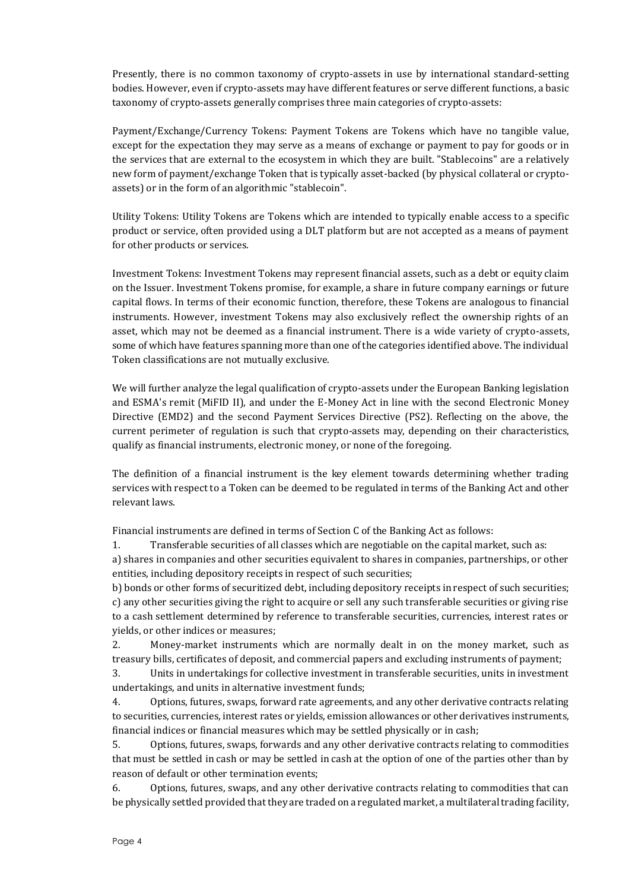Presently, there is no common taxonomy of crypto-assets in use by international standard-setting bodies. However, even if crypto-assets may have different features or serve different functions, a basic taxonomy of crypto-assets generally comprises three main categories of crypto-assets:

Payment/Exchange/Currency Tokens: Payment Tokens are Tokens which have no tangible value, except for the expectation they may serve as a means of exchange or payment to pay for goods or in the services that are external to the ecosystem in which they are built. "Stablecoins" are a relatively new form of payment/exchange Token that is typically asset-backed (by physical collateral or crypto-assets) or in the form of an algorithmic "stablecoin".

Utility Tokens: Utility Tokens are Tokens which are intended to typically enable access to a specific product or service, often provided using a DLT platform but are not accepted as a means of payment for other products or services.

Investment Tokens: Investment Tokens may represent financial assets, such as a debt or equity claim on the Issuer. Investment Tokens promise, for example, a share in future company earnings or future capital flows. In terms of their economic function, therefore, these Tokens are analogous to financial instruments. However, investment Tokens may also exclusively reflect the ownership rights of an asset, which may not be deemed as a financial instrument. There is a wide variety of crypto-assets, some of which have features spanning more than one of the categories identified above. The individual Token classifications are not mutually exclusive.

We will further analyze the legal qualification of crypto-assets under the European Banking legislation and ESMA's remit (MiFID II), and under the E-Money Act in line with the second Electronic Money Directive (EMD2) and the second Payment Services Directive (PS2). Reflecting on the above, the current perimeter of regulation is such that crypto-assets may, depending on their characteristics, qualify as financial instruments, electronic money, or none of the foregoing.

The definition of a financial instrument is the key element towards determining whether trading services with respect to a Token can be deemed to be regulated in terms of the Banking Act and other relevant laws.

Financial instruments are defined in terms of Section C of the Banking Act as follows:

1. Transferable securities of all classes which are negotiable on the capital market, such as:
a) shares in companies and other securities equivalent to shares in companies, partnerships, or other entities, including depository receipts in respect of such securities;
b) bonds or other forms of securitized debt, including depository receipts in respect of such securities;
c) any other securities giving the right to acquire or sell any such transferable securities or giving rise to a cash settlement determined by reference to transferable securities, currencies, interest rates or yields, or other indices or measures;
2. Money-market instruments which are normally dealt in on the money market, such as treasury bills, certificates of deposit, and commercial papers and excluding instruments of payment;
3. Units in undertakings for collective investment in transferable securities, units in investment undertakings, and units in alternative investment funds;
4. Options, futures, swaps, forward rate agreements, and any other derivative contracts relating to securities, currencies, interest rates or yields, emission allowances or other derivatives instruments, financial indices or financial measures which may be settled physically or in cash;
5. Options, futures, swaps, forwards and any other derivative contracts relating to commodities that must be settled in cash or may be settled in cash at the option of one of the parties other than by reason of default or other termination events;
6. Options, futures, swaps, and any other derivative contracts relating to commodities that can be physically settled provided that they are traded on a regulated market, a multilateral trading facility,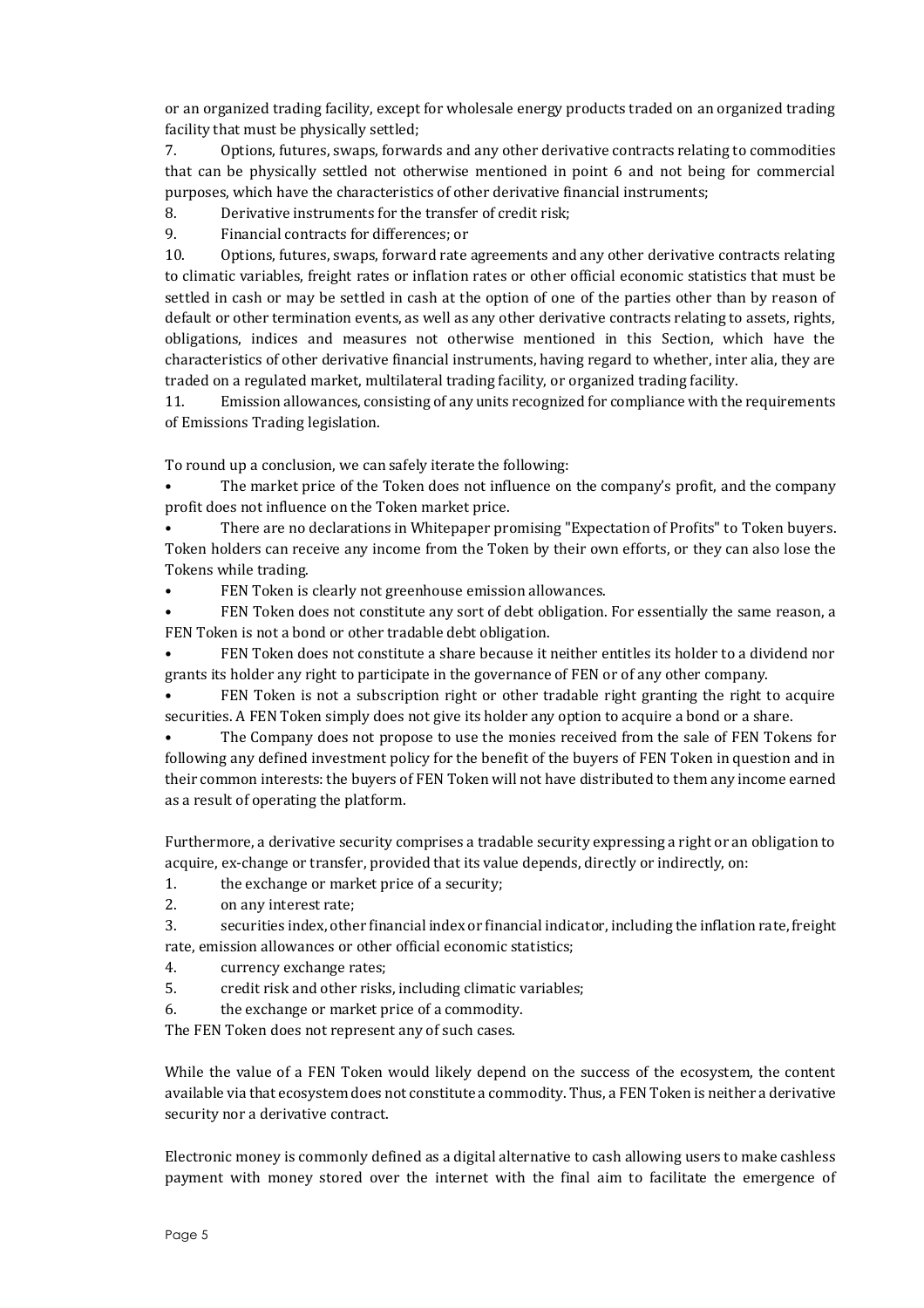or an organized trading facility, except for wholesale energy products traded on an organized trading facility that must be physically settled;

7. Options, futures, swaps, forwards and any other derivative contracts relating to commodities that can be physically settled not otherwise mentioned in point 6 and not being for commercial purposes, which have the characteristics of other derivative financial instruments;
8. Derivative instruments for the transfer of credit risk;
9. Financial contracts for differences; or
10. Options, futures, swaps, forward rate agreements and any other derivative contracts relating to climatic variables, freight rates or inflation rates or other official economic statistics that must be settled in cash or may be settled in cash at the option of one of the parties other than by reason of default or other termination events, as well as any other derivative contracts relating to assets, rights, obligations, indices and measures not otherwise mentioned in this Section, which have the characteristics of other derivative financial instruments, having regard to whether, inter alia, they are traded on a regulated market, multilateral trading facility, or organized trading facility.
11. Emission allowances, consisting of any units recognized for compliance with the requirements of Emissions Trading legislation.

To round up a conclusion, we can safely iterate the following:

- The market price of the Token does not influence on the company's profit, and the company profit does not influence on the Token market price.
- There are no declarations in Whitepaper promising "Expectation of Profits" to Token buyers. Token holders can receive any income from the Token by their own efforts, or they can also lose the Tokens while trading.
- FEN Token is clearly not greenhouse emission allowances.
- FEN Token does not constitute any sort of debt obligation. For essentially the same reason, a FEN Token is not a bond or other tradable debt obligation.
- FEN Token does not constitute a share because it neither entitles its holder to a dividend nor grants its holder any right to participate in the governance of FEN or of any other company.
- FEN Token is not a subscription right or other tradable right granting the right to acquire securities. A FEN Token simply does not give its holder any option to acquire a bond or a share.
- The Company does not propose to use the monies received from the sale of FEN Tokens for following any defined investment policy for the benefit of the buyers of FEN Token in question and in their common interests: the buyers of FEN Token will not have distributed to them any income earned as a result of operating the platform.

Furthermore, a derivative security comprises a tradable security expressing a right or an obligation to acquire, ex-change or transfer, provided that its value depends, directly or indirectly, on:

1. the exchange or market price of a security;
2. on any interest rate;
3. securities index, other financial index or financial indicator, including the inflation rate, freight rate, emission allowances or other official economic statistics;
4. currency exchange rates;
5. credit risk and other risks, including climatic variables;
6. the exchange or market price of a commodity.

The FEN Token does not represent any of such cases.

While the value of a FEN Token would likely depend on the success of the ecosystem, the content available via that ecosystem does not constitute a commodity. Thus, a FEN Token is neither a derivative security nor a derivative contract.

Electronic money is commonly defined as a digital alternative to cash allowing users to make cashless payment with money stored over the internet with the final aim to facilitate the emergence of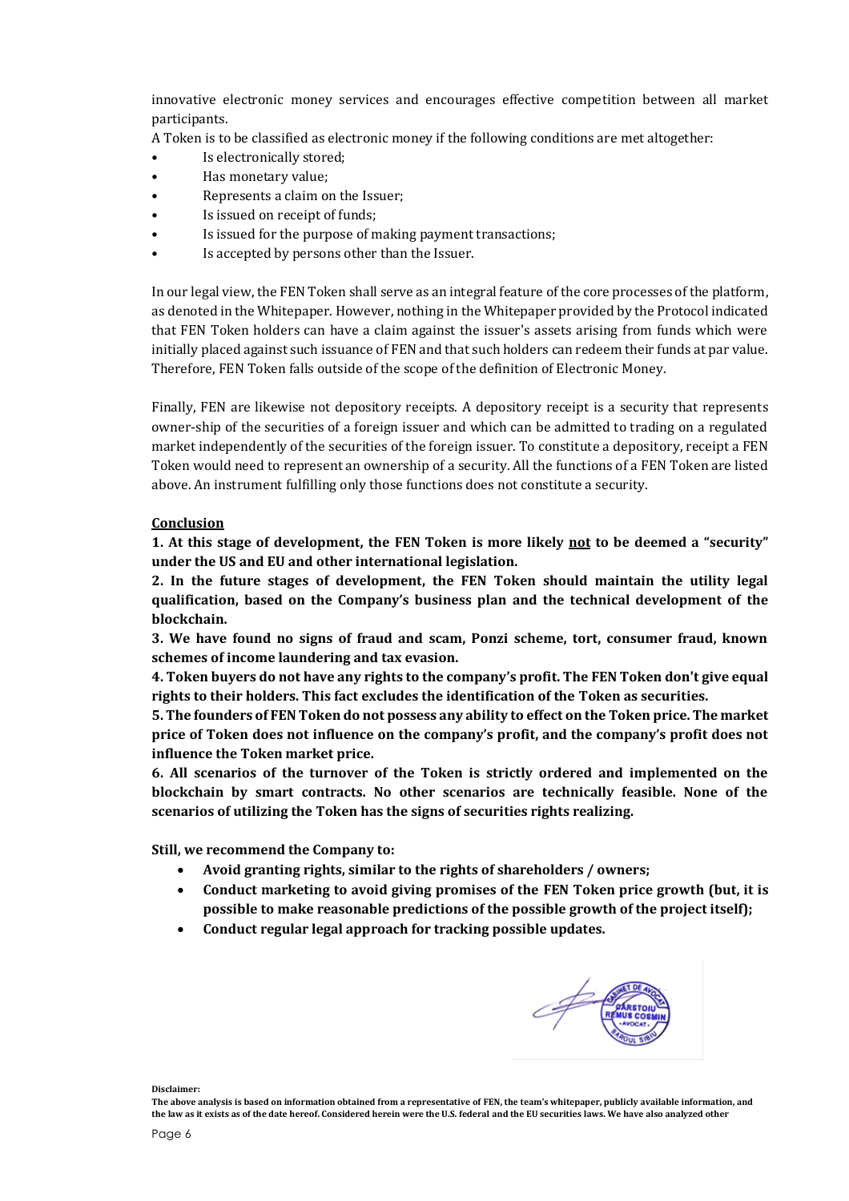innovative electronic money services and encourages effective competition between all market participants.

A Token is to be classified as electronic money if the following conditions are met altogether:

- Is electronically stored;
- Has monetary value;
- Represents a claim on the Issuer;
- Is issued on receipt of funds;
- Is issued for the purpose of making payment transactions;
- Is accepted by persons other than the Issuer.

In our legal view, the FEN Token shall serve as an integral feature of the core processes of the platform, as denoted in the Whitepaper. However, nothing in the Whitepaper provided by the Protocol indicated that FEN Token holders can have a claim against the issuer's assets arising from funds which were initially placed against such issuance of FEN and that such holders can redeem their funds at par value. Therefore, FEN Token falls outside of the scope of the definition of Electronic Money.

Finally, FEN are likewise not depository receipts. A depository receipt is a security that represents owner-ship of the securities of a foreign issuer and which can be admitted to trading on a regulated market independently of the securities of the foreign issuer. To constitute a depository, receipt a FEN Token would need to represent an ownership of a security. All the functions of a FEN Token are listed above. An instrument fulfilling only those functions does not constitute a security.

**Conclusion**

**1. At this stage of development, the FEN Token is more likely not to be deemed a "security" under the US and EU and other international legislation.**

**2. In the future stages of development, the FEN Token should maintain the utility legal qualification, based on the Company's business plan and the technical development of the blockchain.**

**3. We have found no signs of fraud and scam, Ponzi scheme, tort, consumer fraud, known schemes of income laundering and tax evasion.**

**4. Token buyers do not have any rights to the company's profit. The FEN Token don't give equal rights to their holders. This fact excludes the identification of the Token as securities.**

**5. The founders of FEN Token do not possess any ability to effect on the Token price. The market price of Token does not influence on the company's profit, and the company's profit does not influence the Token market price.**

**6. All scenarios of the turnover of the Token is strictly ordered and implemented on the blockchain by smart contracts. No other scenarios are technically feasible. None of the scenarios of utilizing the Token has the signs of securities rights realizing.**

**Still, we recommend the Company to:**

- **Avoid granting rights, similar to the rights of shareholders / owners;**
- **Conduct marketing to avoid giving promises of the FEN Token price growth (but, it is possible to make reasonable predictions of the possible growth of the project itself);**
- **Conduct regular legal approach for tracking possible updates.**

CABINET DE AVOCAT CARSTOIU REMUS COSMIN - AVOCAT - BAROUL SIBIU

**Disclaimer:**

**The above analysis is based on information obtained from a representative of FEN, the team's whitepaper, publicly available information, and the law as it exists as of the date hereof. Considered herein were the U.S. federal and the EU securities laws. We have also analyzed other**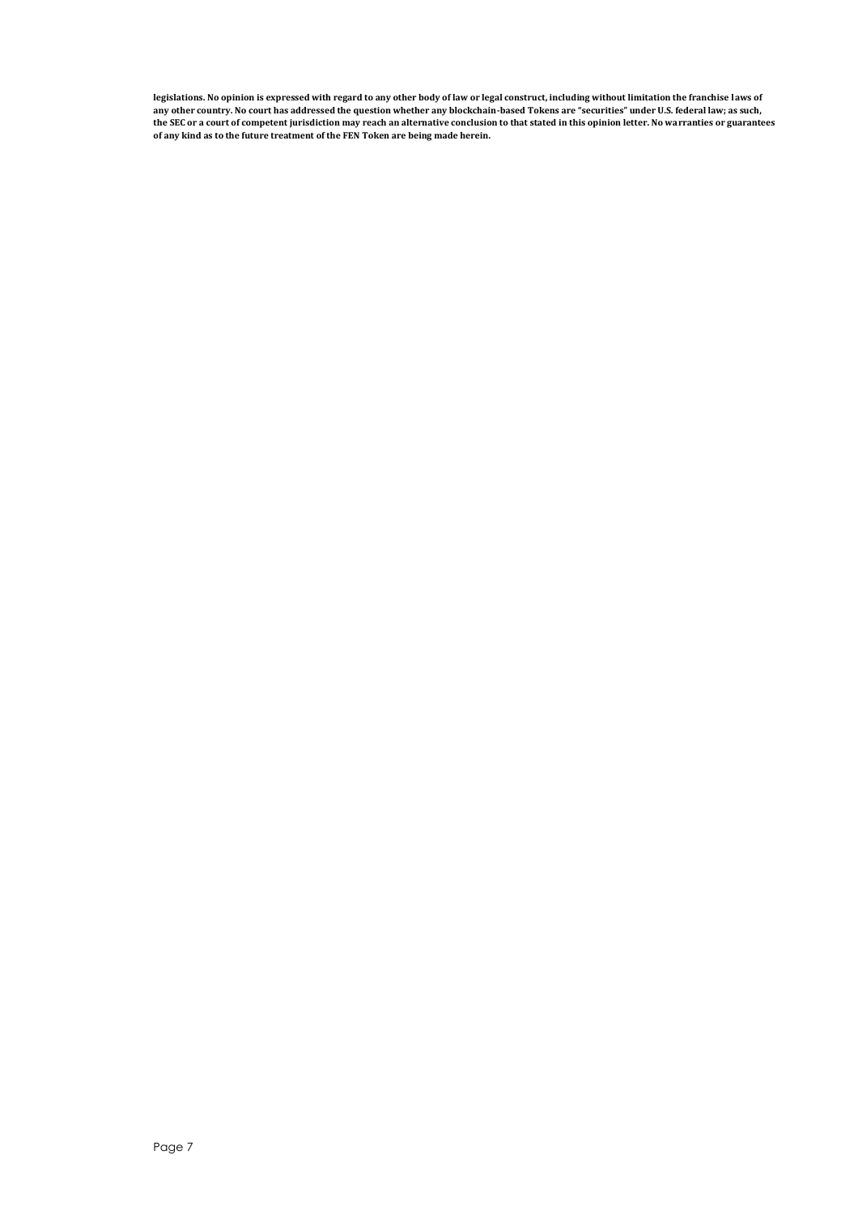**legislations. No opinion is expressed with regard to any other body of law or legal construct, including without limitation the franchise laws of any other country. No court has addressed the question whether any blockchain-based Tokens are "securities" under U.S. federal law; as such, the SEC or a court of competent jurisdiction may reach an alternative conclusion to that stated in this opinion letter. No warranties or guarantees of any kind as to the future treatment of the FEN Token are being made herein.**